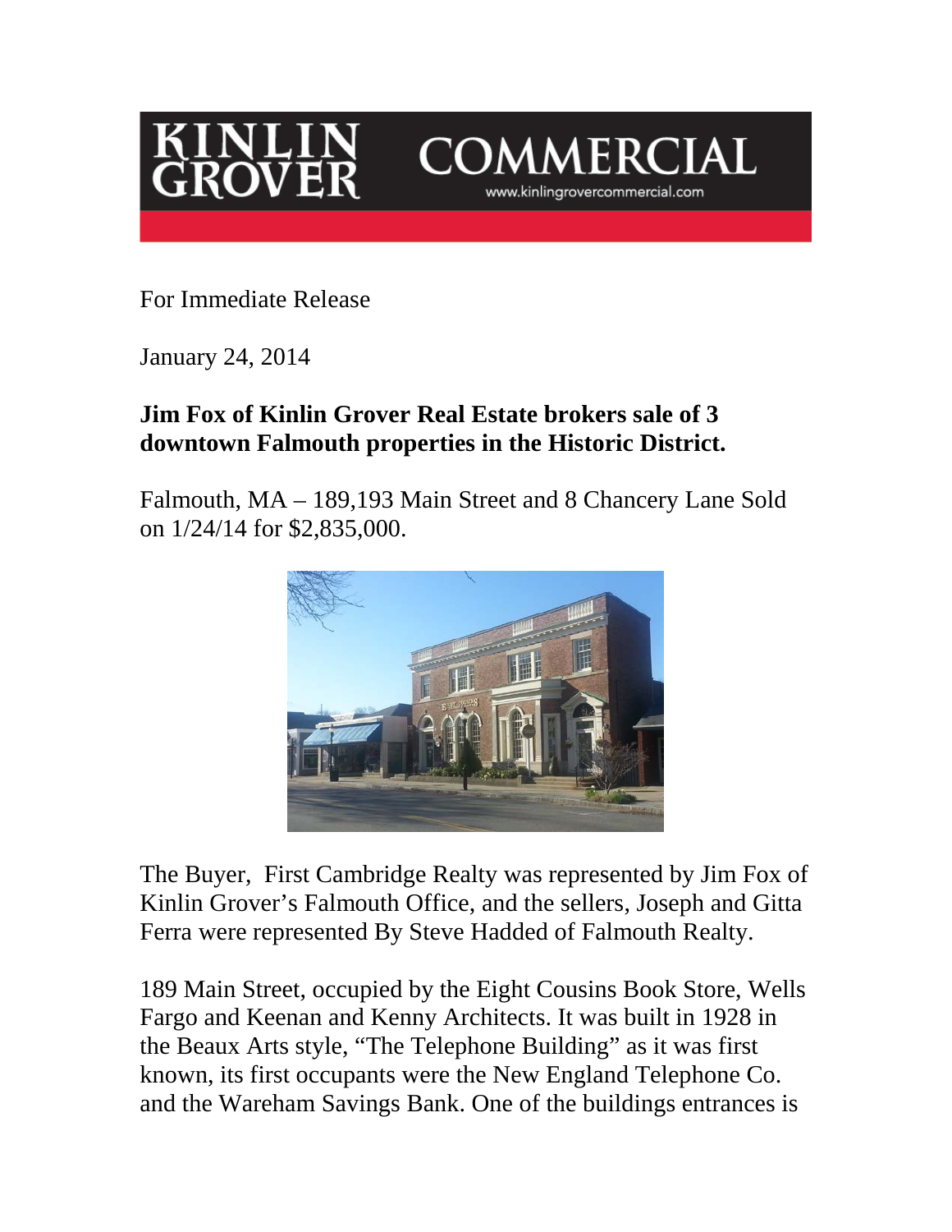KINLIN GROVER COMMERCIAL
www.kinlingrovercommercial.com

For Immediate Release

January 24, 2014

**Jim Fox of Kinlin Grover Real Estate brokers sale of 3 downtown Falmouth properties in the Historic District.**

Falmouth, MA – 189,193 Main Street and 8 Chancery Lane Sold on 1/24/14 for $2,835,000.

The Buyer, First Cambridge Realty was represented by Jim Fox of Kinlin Grover's Falmouth Office, and the sellers, Joseph and Gitta Ferra were represented By Steve Hadded of Falmouth Realty.

189 Main Street, occupied by the Eight Cousins Book Store, Wells Fargo and Keenan and Kenny Architects. It was built in 1928 in the Beaux Arts style, "The Telephone Building" as it was first known, its first occupants were the New England Telephone Co. and the Wareham Savings Bank. One of the buildings entrances is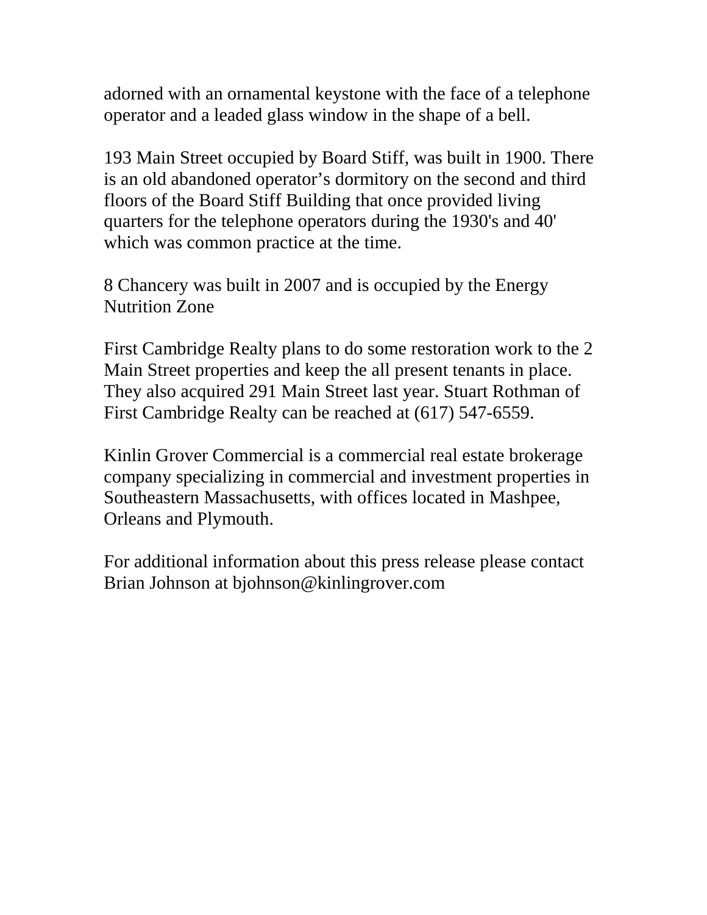adorned with an ornamental keystone with the face of a telephone operator and a leaded glass window in the shape of a bell.

193 Main Street occupied by Board Stiff, was built in 1900. There is an old abandoned operator's dormitory on the second and third floors of the Board Stiff Building that once provided living quarters for the telephone operators during the 1930's and 40' which was common practice at the time.

8 Chancery was built in 2007 and is occupied by the Energy Nutrition Zone

First Cambridge Realty plans to do some restoration work to the 2 Main Street properties and keep the all present tenants in place. They also acquired 291 Main Street last year. Stuart Rothman of First Cambridge Realty can be reached at (617) 547-6559.

Kinlin Grover Commercial is a commercial real estate brokerage company specializing in commercial and investment properties in Southeastern Massachusetts, with offices located in Mashpee, Orleans and Plymouth.

For additional information about this press release please contact Brian Johnson at bjohnson@kinlingrover.com